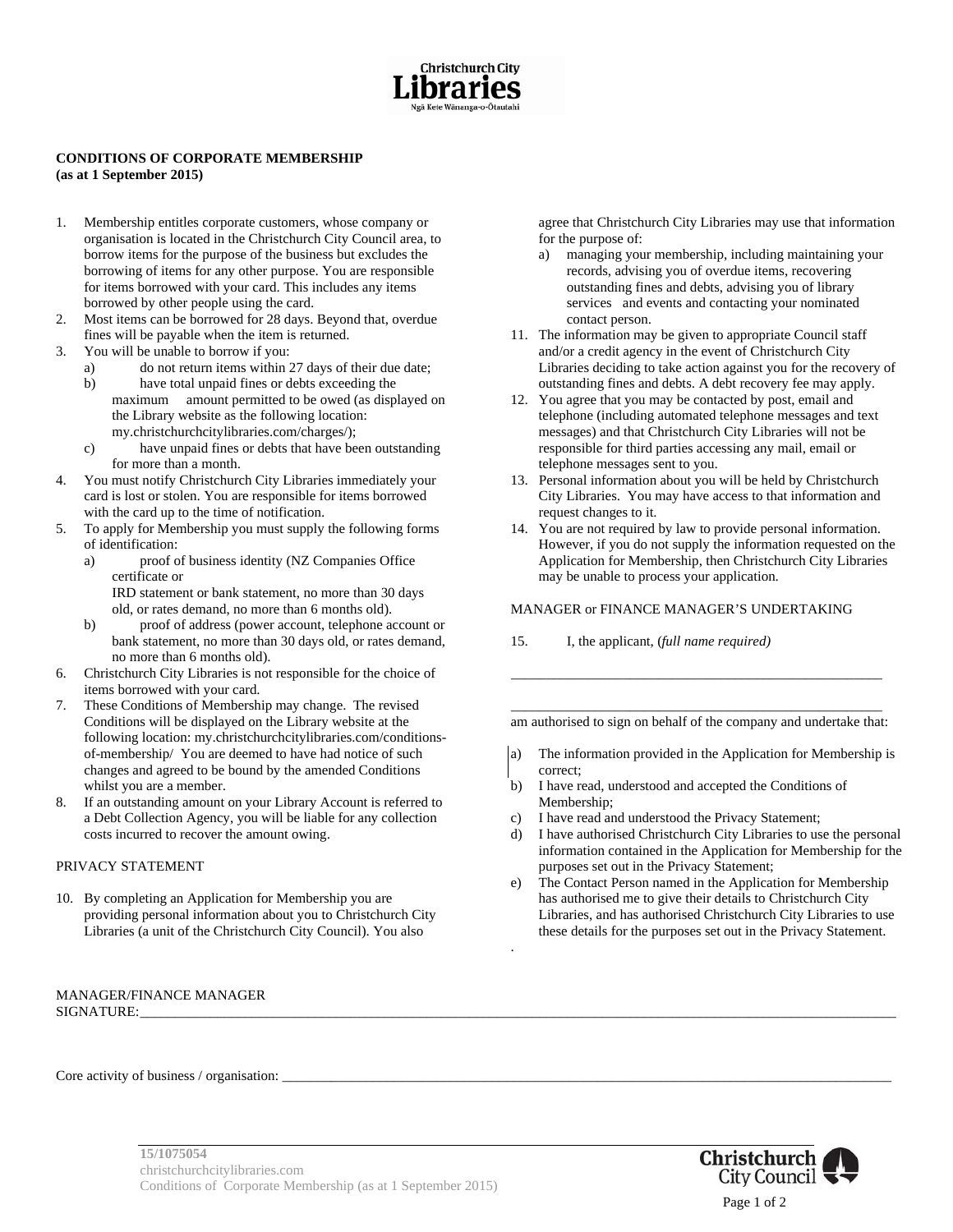**CONDITIONS OF CORPORATE MEMBERSHIP**
**(as at 1 September 2015)**

1. Membership entitles corporate customers, whose company or organisation is located in the Christchurch City Council area, to borrow items for the purpose of the business but excludes the borrowing of items for any other purpose. You are responsible for items borrowed with your card. This includes any items borrowed by other people using the card.
2. Most items can be borrowed for 28 days. Beyond that, overdue fines will be payable when the item is returned.
3. You will be unable to borrow if you:
   a) do not return items within 27 days of their due date;
   b) have total unpaid fines or debts exceeding the maximum amount permitted to be owed (as displayed on the Library website as the following location: my.christchurchcitylibraries.com/charges/);
   c) have unpaid fines or debts that have been outstanding for more than a month.
4. You must notify Christchurch City Libraries immediately your card is lost or stolen. You are responsible for items borrowed with the card up to the time of notification.
5. To apply for Membership you must supply the following forms of identification:
   a) proof of business identity (NZ Companies Office certificate or IRD statement or bank statement, no more than 30 days old, or rates demand, no more than 6 months old).
   b) proof of address (power account, telephone account or bank statement, no more than 30 days old, or rates demand, no more than 6 months old).
6. Christchurch City Libraries is not responsible for the choice of items borrowed with your card.
7. These Conditions of Membership may change. The revised Conditions will be displayed on the Library website at the following location: my.christchurchcitylibraries.com/conditions-of-membership/ You are deemed to have had notice of such changes and agreed to be bound by the amended Conditions whilst you are a member.
8. If an outstanding amount on your Library Account is referred to a Debt Collection Agency, you will be liable for any collection costs incurred to recover the amount owing.

PRIVACY STATEMENT

10. By completing an Application for Membership you are providing personal information about you to Christchurch City Libraries (a unit of the Christchurch City Council). You also agree that Christchurch City Libraries may use that information for the purpose of:
    a) managing your membership, including maintaining your records, advising you of overdue items, recovering outstanding fines and debts, advising you of library services and events and contacting your nominated contact person.
11. The information may be given to appropriate Council staff and/or a credit agency in the event of Christchurch City Libraries deciding to take action against you for the recovery of outstanding fines and debts. A debt recovery fee may apply.
12. You agree that you may be contacted by post, email and telephone (including automated telephone messages and text messages) and that Christchurch City Libraries will not be responsible for third parties accessing any mail, email or telephone messages sent to you.
13. Personal information about you will be held by Christchurch City Libraries. You may have access to that information and request changes to it.
14. You are not required by law to provide personal information. However, if you do not supply the information requested on the Application for Membership, then Christchurch City Libraries may be unable to process your application.

MANAGER or FINANCE MANAGER'S UNDERTAKING

15. I, the applicant, (*full name required)*

_______________________________________________________

_______________________________________________________

am authorised to sign on behalf of the company and undertake that:

a) The information provided in the Application for Membership is correct;
b) I have read, understood and accepted the Conditions of Membership;
c) I have read and understood the Privacy Statement;
d) I have authorised Christchurch City Libraries to use the personal information contained in the Application for Membership for the purposes set out in the Privacy Statement;
e) The Contact Person named in the Application for Membership has authorised me to give their details to Christchurch City Libraries, and has authorised Christchurch City Libraries to use these details for the purposes set out in the Privacy Statement.

MANAGER/FINANCE MANAGER
SIGNATURE:_____________________________________________________________________________

Core activity of business / organisation: ________________________________________________________________

15/1075054
christchurchcitylibraries.com
Conditions of Corporate Membership (as at 1 September 2015)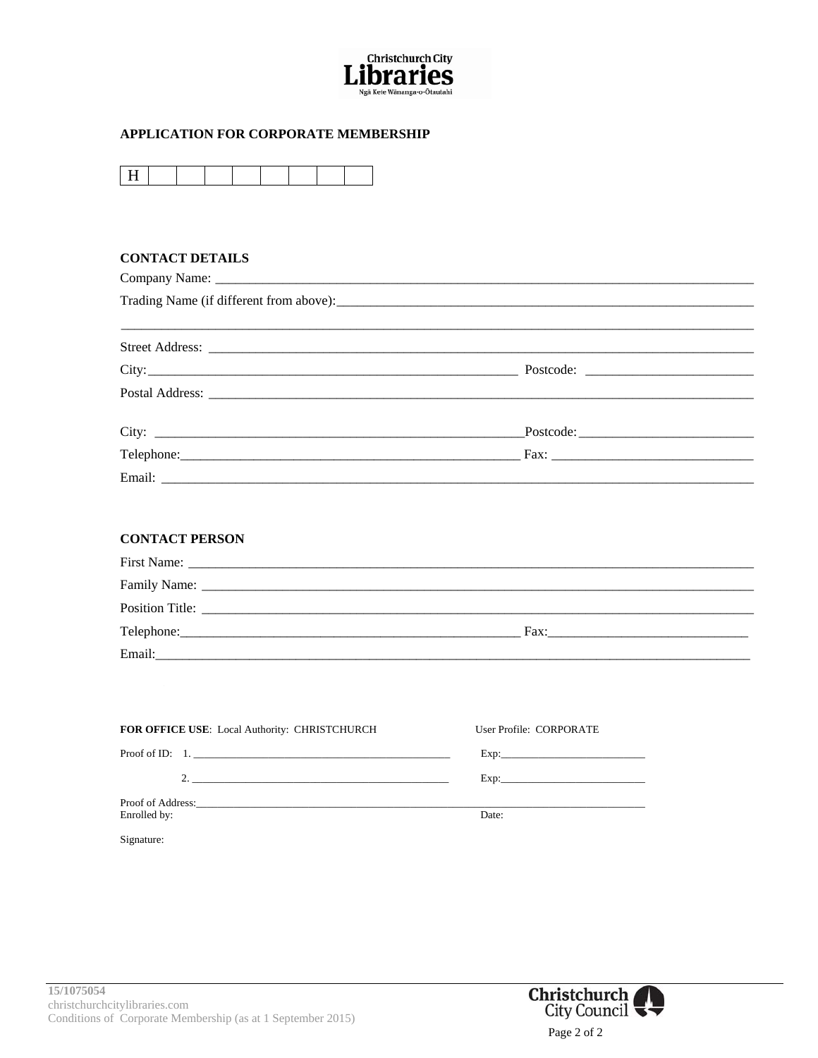## APPLICATION FOR CORPORATE MEMBERSHIP

| H | | | | | | | | |
|---|---|---|---|---|---|---|---|---|

### CONTACT DETAILS

Company Name: ______________________________________________

Trading Name (if different from above):______________________________________________

______________________________________________

Street Address: ______________________________________________

City:______________________________ Postcode: ______________________

Postal Address: ______________________________________________

City: ______________________________ Postcode:______________________

Telephone:______________________________ Fax: ______________________

Email: ______________________________________________

### CONTACT PERSON

First Name: ______________________________________________

Family Name: ______________________________________________

Position Title: ______________________________________________

Telephone:______________________________ Fax:______________________

Email:______________________________________________

**FOR OFFICE USE**: Local Authority: CHRISTCHURCH    User Profile: CORPORATE

Proof of ID: 1. ______________________________ Exp:______________________

2. ______________________________ Exp:______________________

Proof of Address:______________________________________________

Enrolled by:    Date:

Signature:

15/1075054
christchurchcitylibraries.com
Conditions of Corporate Membership (as at 1 September 2015)